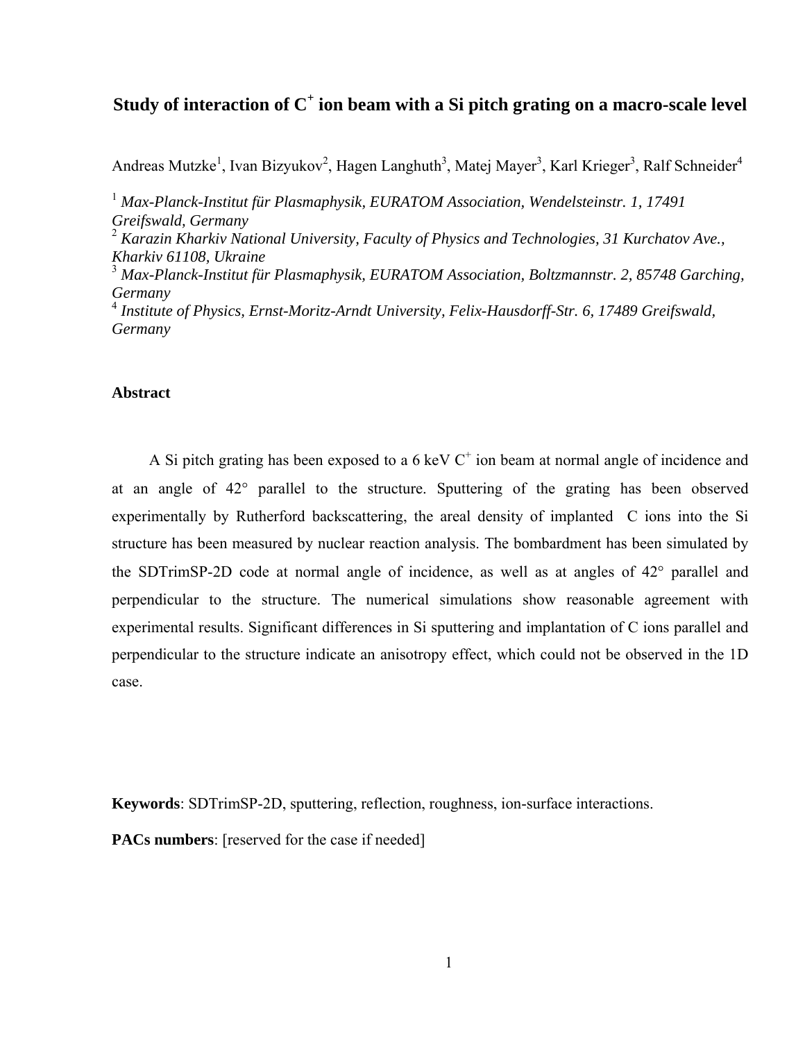# Study of interaction of $C^+$ ion beam with a Si pitch grating on a macro-scale level

Andreas Mutzke[1], Ivan Bizyukov[2], Hagen Langhuth[3], Matej Mayer[3], Karl Krieger[3], Ralf Schneider[4]

[1] *Max-Planck-Institut für Plasmaphysik, EURATOM Association, Wendelsteinstr. 1, 17491 Greifswald, Germany*
[2] *Karazin Kharkiv National University, Faculty of Physics and Technologies, 31 Kurchatov Ave., Kharkiv 61108, Ukraine*
[3] *Max-Planck-Institut für Plasmaphysik, EURATOM Association, Boltzmannstr. 2, 85748 Garching, Germany*
[4] *Institute of Physics, Ernst-Moritz-Arndt University, Felix-Hausdorff-Str. 6, 17489 Greifswald, Germany*

## Abstract

A Si pitch grating has been exposed to a 6 keV $C^+$ ion beam at normal angle of incidence and at an angle of 42° parallel to the structure. Sputtering of the grating has been observed experimentally by Rutherford backscattering, the areal density of implanted C ions into the Si structure has been measured by nuclear reaction analysis. The bombardment has been simulated by the SDTrimSP-2D code at normal angle of incidence, as well as at angles of 42° parallel and perpendicular to the structure. The numerical simulations show reasonable agreement with experimental results. Significant differences in Si sputtering and implantation of C ions parallel and perpendicular to the structure indicate an anisotropy effect, which could not be observed in the 1D case.

**Keywords**: SDTrimSP-2D, sputtering, reflection, roughness, ion-surface interactions.

**PACs numbers**: [reserved for the case if needed]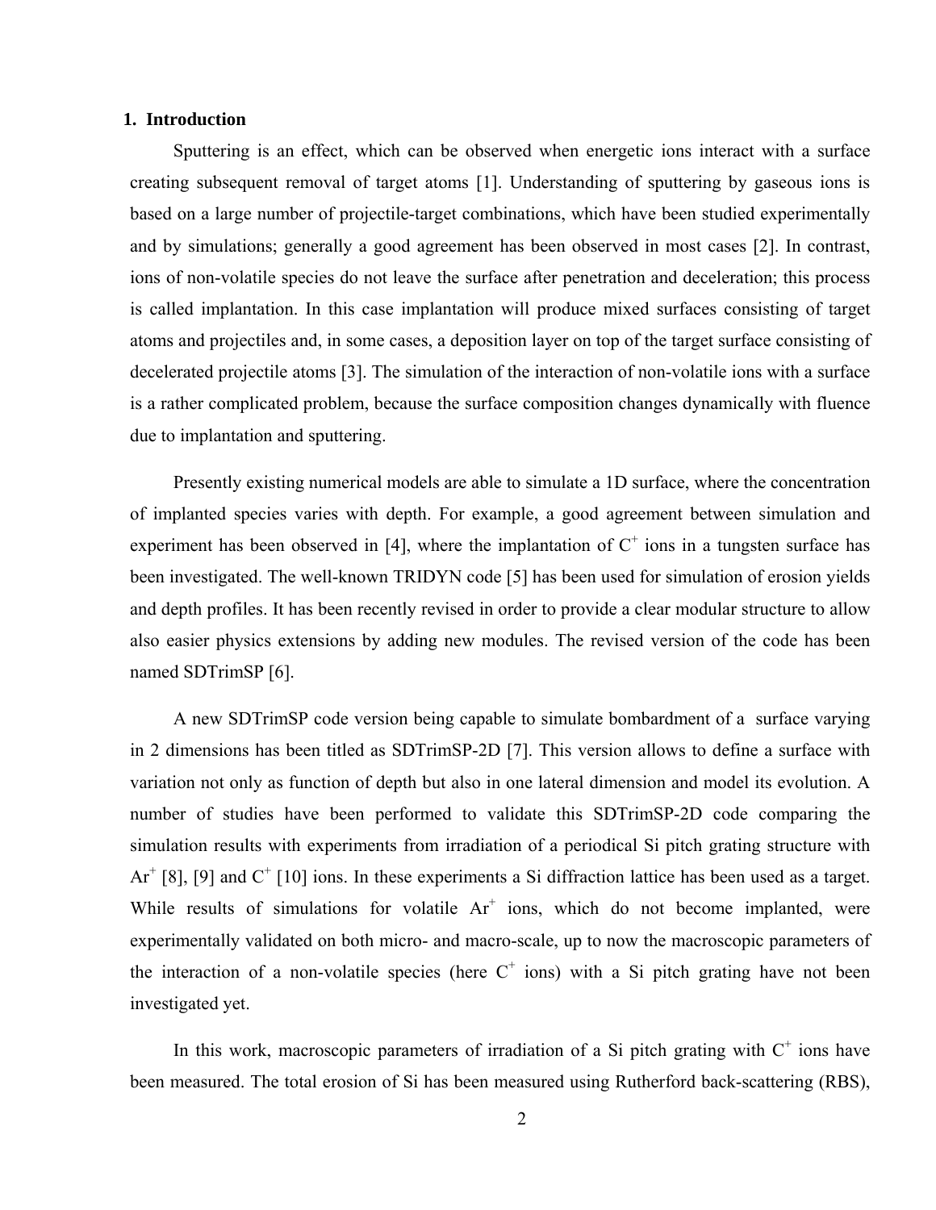## 1. Introduction

Sputtering is an effect, which can be observed when energetic ions interact with a surface creating subsequent removal of target atoms [1]. Understanding of sputtering by gaseous ions is based on a large number of projectile-target combinations, which have been studied experimentally and by simulations; generally a good agreement has been observed in most cases [2]. In contrast, ions of non-volatile species do not leave the surface after penetration and deceleration; this process is called implantation. In this case implantation will produce mixed surfaces consisting of target atoms and projectiles and, in some cases, a deposition layer on top of the target surface consisting of decelerated projectile atoms [3]. The simulation of the interaction of non-volatile ions with a surface is a rather complicated problem, because the surface composition changes dynamically with fluence due to implantation and sputtering.

Presently existing numerical models are able to simulate a 1D surface, where the concentration of implanted species varies with depth. For example, a good agreement between simulation and experiment has been observed in [4], where the implantation of $C^+$ ions in a tungsten surface has been investigated. The well-known TRIDYN code [5] has been used for simulation of erosion yields and depth profiles. It has been recently revised in order to provide a clear modular structure to allow also easier physics extensions by adding new modules. The revised version of the code has been named SDTrimSP [6].

A new SDTrimSP code version being capable to simulate bombardment of a surface varying in 2 dimensions has been titled as SDTrimSP-2D [7]. This version allows to define a surface with variation not only as function of depth but also in one lateral dimension and model its evolution. A number of studies have been performed to validate this SDTrimSP-2D code comparing the simulation results with experiments from irradiation of a periodical Si pitch grating structure with $Ar^+$ [8], [9] and $C^+$ [10] ions. In these experiments a Si diffraction lattice has been used as a target. While results of simulations for volatile $Ar^+$ ions, which do not become implanted, were experimentally validated on both micro- and macro-scale, up to now the macroscopic parameters of the interaction of a non-volatile species (here $C^+$ ions) with a Si pitch grating have not been investigated yet.

In this work, macroscopic parameters of irradiation of a Si pitch grating with $C^+$ ions have been measured. The total erosion of Si has been measured using Rutherford back-scattering (RBS),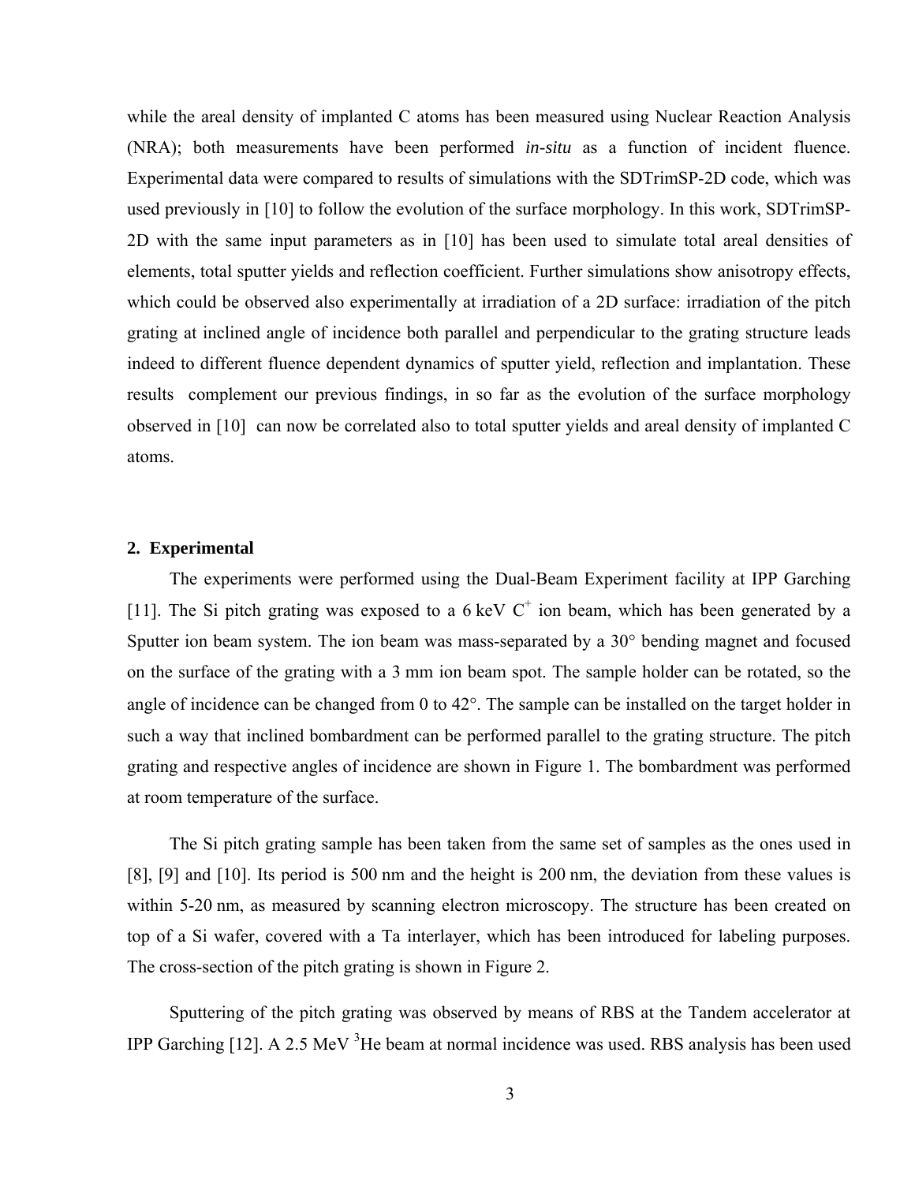while the areal density of implanted C atoms has been measured using Nuclear Reaction Analysis (NRA); both measurements have been performed *in-situ* as a function of incident fluence. Experimental data were compared to results of simulations with the SDTrimSP-2D code, which was used previously in [10] to follow the evolution of the surface morphology. In this work, SDTrimSP-2D with the same input parameters as in [10] has been used to simulate total areal densities of elements, total sputter yields and reflection coefficient. Further simulations show anisotropy effects, which could be observed also experimentally at irradiation of a 2D surface: irradiation of the pitch grating at inclined angle of incidence both parallel and perpendicular to the grating structure leads indeed to different fluence dependent dynamics of sputter yield, reflection and implantation. These results complement our previous findings, in so far as the evolution of the surface morphology observed in [10] can now be correlated also to total sputter yields and areal density of implanted C atoms.

## 2. Experimental

The experiments were performed using the Dual-Beam Experiment facility at IPP Garching [11]. The Si pitch grating was exposed to a 6 keV $C^+$ ion beam, which has been generated by a Sputter ion beam system. The ion beam was mass-separated by a 30° bending magnet and focused on the surface of the grating with a 3 mm ion beam spot. The sample holder can be rotated, so the angle of incidence can be changed from 0 to 42°. The sample can be installed on the target holder in such a way that inclined bombardment can be performed parallel to the grating structure. The pitch grating and respective angles of incidence are shown in Figure 1. The bombardment was performed at room temperature of the surface.

The Si pitch grating sample has been taken from the same set of samples as the ones used in [8], [9] and [10]. Its period is 500 nm and the height is 200 nm, the deviation from these values is within 5-20 nm, as measured by scanning electron microscopy. The structure has been created on top of a Si wafer, covered with a Ta interlayer, which has been introduced for labeling purposes. The cross-section of the pitch grating is shown in Figure 2.

Sputtering of the pitch grating was observed by means of RBS at the Tandem accelerator at IPP Garching [12]. A 2.5 MeV $^3$He beam at normal incidence was used. RBS analysis has been used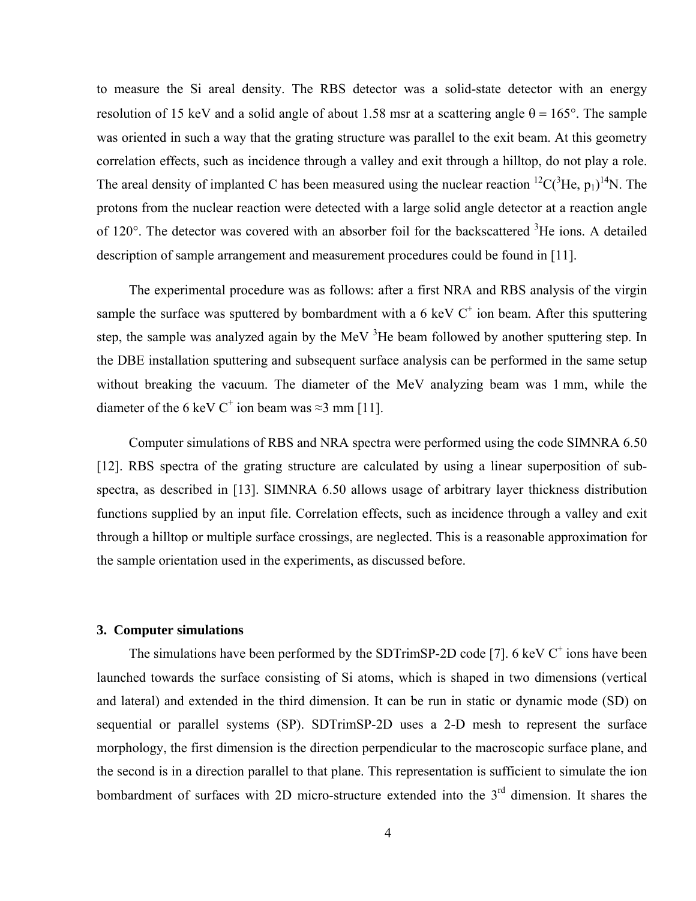to measure the Si areal density. The RBS detector was a solid-state detector with an energy resolution of 15 keV and a solid angle of about 1.58 msr at a scattering angle θ = 165°. The sample was oriented in such a way that the grating structure was parallel to the exit beam. At this geometry correlation effects, such as incidence through a valley and exit through a hilltop, do not play a role. The areal density of implanted C has been measured using the nuclear reaction $^{12}C(^{3}He, p_1)^{14}N$. The protons from the nuclear reaction were detected with a large solid angle detector at a reaction angle of 120°. The detector was covered with an absorber foil for the backscattered $^{3}He$ ions. A detailed description of sample arrangement and measurement procedures could be found in [11].

The experimental procedure was as follows: after a first NRA and RBS analysis of the virgin sample the surface was sputtered by bombardment with a 6 keV $C^+$ ion beam. After this sputtering step, the sample was analyzed again by the MeV $^{3}He$ beam followed by another sputtering step. In the DBE installation sputtering and subsequent surface analysis can be performed in the same setup without breaking the vacuum. The diameter of the MeV analyzing beam was 1 mm, while the diameter of the 6 keV $C^+$ ion beam was ≈3 mm [11].

Computer simulations of RBS and NRA spectra were performed using the code SIMNRA 6.50 [12]. RBS spectra of the grating structure are calculated by using a linear superposition of sub-spectra, as described in [13]. SIMNRA 6.50 allows usage of arbitrary layer thickness distribution functions supplied by an input file. Correlation effects, such as incidence through a valley and exit through a hilltop or multiple surface crossings, are neglected. This is a reasonable approximation for the sample orientation used in the experiments, as discussed before.

## 3. Computer simulations

The simulations have been performed by the SDTrimSP-2D code [7]. 6 keV $C^+$ ions have been launched towards the surface consisting of Si atoms, which is shaped in two dimensions (vertical and lateral) and extended in the third dimension. It can be run in static or dynamic mode (SD) on sequential or parallel systems (SP). SDTrimSP-2D uses a 2-D mesh to represent the surface morphology, the first dimension is the direction perpendicular to the macroscopic surface plane, and the second is in a direction parallel to that plane. This representation is sufficient to simulate the ion bombardment of surfaces with 2D micro-structure extended into the 3rd dimension. It shares the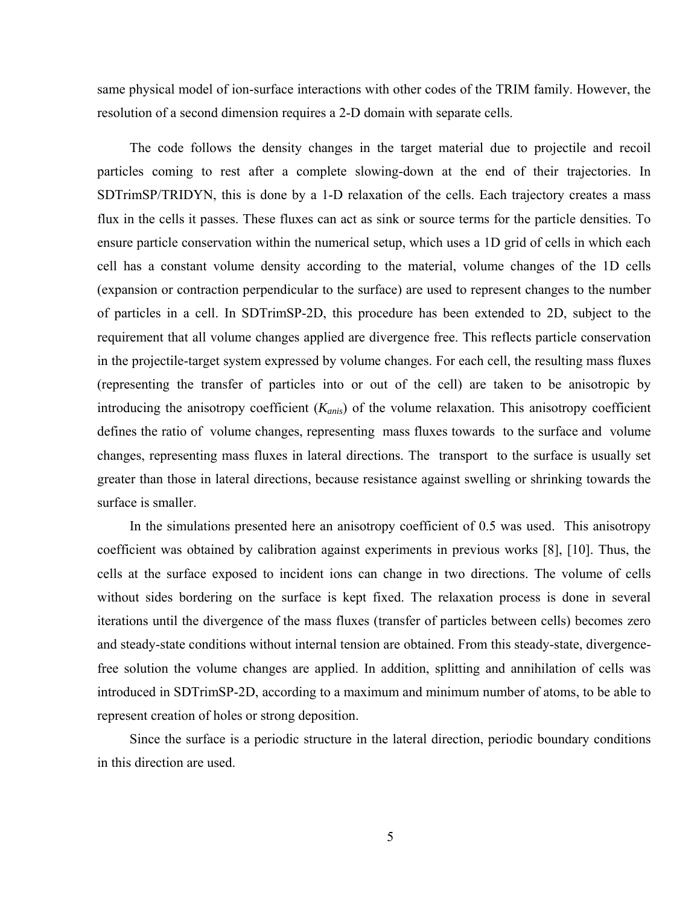same physical model of ion-surface interactions with other codes of the TRIM family. However, the resolution of a second dimension requires a 2-D domain with separate cells.

The code follows the density changes in the target material due to projectile and recoil particles coming to rest after a complete slowing-down at the end of their trajectories. In SDTrimSP/TRIDYN, this is done by a 1-D relaxation of the cells. Each trajectory creates a mass flux in the cells it passes. These fluxes can act as sink or source terms for the particle densities. To ensure particle conservation within the numerical setup, which uses a 1D grid of cells in which each cell has a constant volume density according to the material, volume changes of the 1D cells (expansion or contraction perpendicular to the surface) are used to represent changes to the number of particles in a cell. In SDTrimSP-2D, this procedure has been extended to 2D, subject to the requirement that all volume changes applied are divergence free. This reflects particle conservation in the projectile-target system expressed by volume changes. For each cell, the resulting mass fluxes (representing the transfer of particles into or out of the cell) are taken to be anisotropic by introducing the anisotropy coefficient ($K_{anis}$) of the volume relaxation. This anisotropy coefficient defines the ratio of volume changes, representing mass fluxes towards to the surface and volume changes, representing mass fluxes in lateral directions. The transport to the surface is usually set greater than those in lateral directions, because resistance against swelling or shrinking towards the surface is smaller.

In the simulations presented here an anisotropy coefficient of 0.5 was used. This anisotropy coefficient was obtained by calibration against experiments in previous works [8], [10]. Thus, the cells at the surface exposed to incident ions can change in two directions. The volume of cells without sides bordering on the surface is kept fixed. The relaxation process is done in several iterations until the divergence of the mass fluxes (transfer of particles between cells) becomes zero and steady-state conditions without internal tension are obtained. From this steady-state, divergence-free solution the volume changes are applied. In addition, splitting and annihilation of cells was introduced in SDTrimSP-2D, according to a maximum and minimum number of atoms, to be able to represent creation of holes or strong deposition.

Since the surface is a periodic structure in the lateral direction, periodic boundary conditions in this direction are used.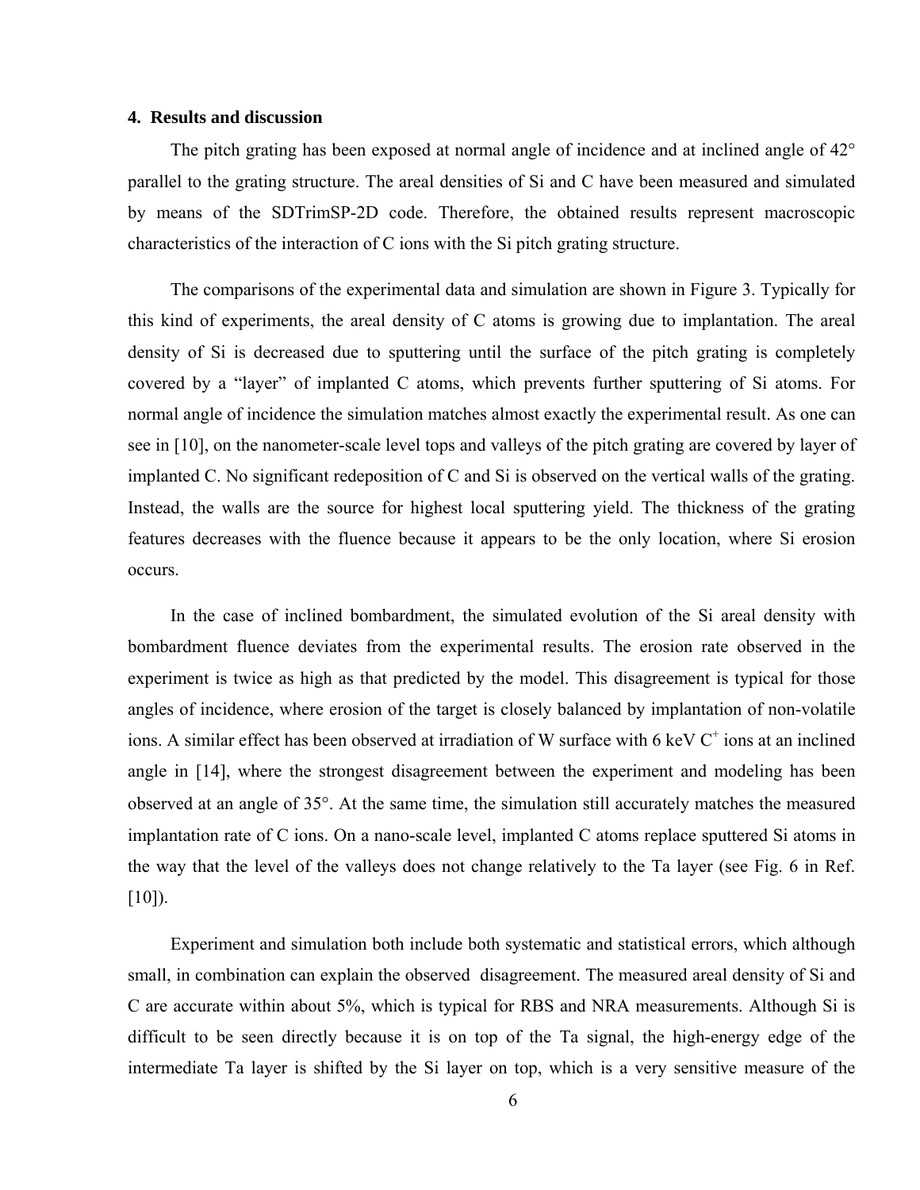## 4. Results and discussion

The pitch grating has been exposed at normal angle of incidence and at inclined angle of 42° parallel to the grating structure. The areal densities of Si and C have been measured and simulated by means of the SDTrimSP-2D code. Therefore, the obtained results represent macroscopic characteristics of the interaction of C ions with the Si pitch grating structure.

The comparisons of the experimental data and simulation are shown in Figure 3. Typically for this kind of experiments, the areal density of C atoms is growing due to implantation. The areal density of Si is decreased due to sputtering until the surface of the pitch grating is completely covered by a “layer” of implanted C atoms, which prevents further sputtering of Si atoms. For normal angle of incidence the simulation matches almost exactly the experimental result. As one can see in [10], on the nanometer-scale level tops and valleys of the pitch grating are covered by layer of implanted C. No significant redeposition of C and Si is observed on the vertical walls of the grating. Instead, the walls are the source for highest local sputtering yield. The thickness of the grating features decreases with the fluence because it appears to be the only location, where Si erosion occurs.

In the case of inclined bombardment, the simulated evolution of the Si areal density with bombardment fluence deviates from the experimental results. The erosion rate observed in the experiment is twice as high as that predicted by the model. This disagreement is typical for those angles of incidence, where erosion of the target is closely balanced by implantation of non-volatile ions. A similar effect has been observed at irradiation of W surface with 6 keV $C^+$ ions at an inclined angle in [14], where the strongest disagreement between the experiment and modeling has been observed at an angle of 35°. At the same time, the simulation still accurately matches the measured implantation rate of C ions. On a nano-scale level, implanted C atoms replace sputtered Si atoms in the way that the level of the valleys does not change relatively to the Ta layer (see Fig. 6 in Ref. [10]).

Experiment and simulation both include both systematic and statistical errors, which although small, in combination can explain the observed disagreement. The measured areal density of Si and C are accurate within about 5%, which is typical for RBS and NRA measurements. Although Si is difficult to be seen directly because it is on top of the Ta signal, the high-energy edge of the intermediate Ta layer is shifted by the Si layer on top, which is a very sensitive measure of the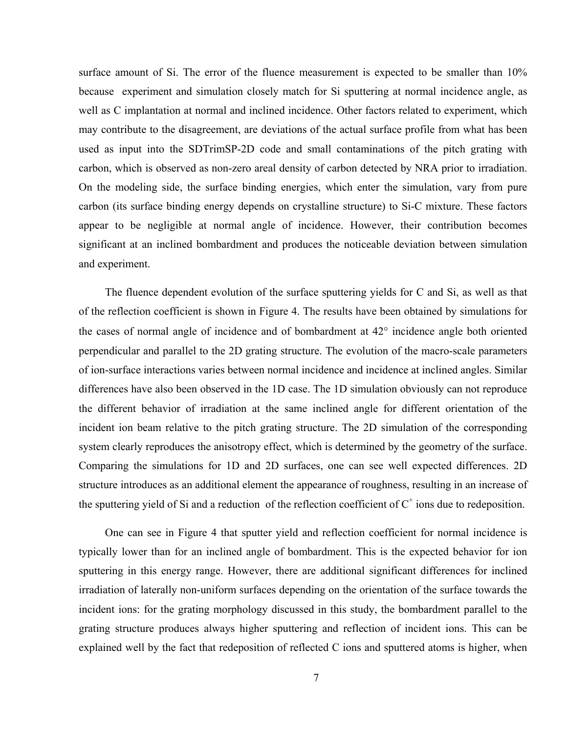surface amount of Si. The error of the fluence measurement is expected to be smaller than 10% because experiment and simulation closely match for Si sputtering at normal incidence angle, as well as C implantation at normal and inclined incidence. Other factors related to experiment, which may contribute to the disagreement, are deviations of the actual surface profile from what has been used as input into the SDTrimSP-2D code and small contaminations of the pitch grating with carbon, which is observed as non-zero areal density of carbon detected by NRA prior to irradiation. On the modeling side, the surface binding energies, which enter the simulation, vary from pure carbon (its surface binding energy depends on crystalline structure) to Si-C mixture. These factors appear to be negligible at normal angle of incidence. However, their contribution becomes significant at an inclined bombardment and produces the noticeable deviation between simulation and experiment.

The fluence dependent evolution of the surface sputtering yields for C and Si, as well as that of the reflection coefficient is shown in Figure 4. The results have been obtained by simulations for the cases of normal angle of incidence and of bombardment at 42° incidence angle both oriented perpendicular and parallel to the 2D grating structure. The evolution of the macro-scale parameters of ion-surface interactions varies between normal incidence and incidence at inclined angles. Similar differences have also been observed in the 1D case. The 1D simulation obviously can not reproduce the different behavior of irradiation at the same inclined angle for different orientation of the incident ion beam relative to the pitch grating structure. The 2D simulation of the corresponding system clearly reproduces the anisotropy effect, which is determined by the geometry of the surface. Comparing the simulations for 1D and 2D surfaces, one can see well expected differences. 2D structure introduces as an additional element the appearance of roughness, resulting in an increase of the sputtering yield of Si and a reduction of the reflection coefficient of $C^+$ ions due to redeposition.

One can see in Figure 4 that sputter yield and reflection coefficient for normal incidence is typically lower than for an inclined angle of bombardment. This is the expected behavior for ion sputtering in this energy range. However, there are additional significant differences for inclined irradiation of laterally non-uniform surfaces depending on the orientation of the surface towards the incident ions: for the grating morphology discussed in this study, the bombardment parallel to the grating structure produces always higher sputtering and reflection of incident ions. This can be explained well by the fact that redeposition of reflected C ions and sputtered atoms is higher, when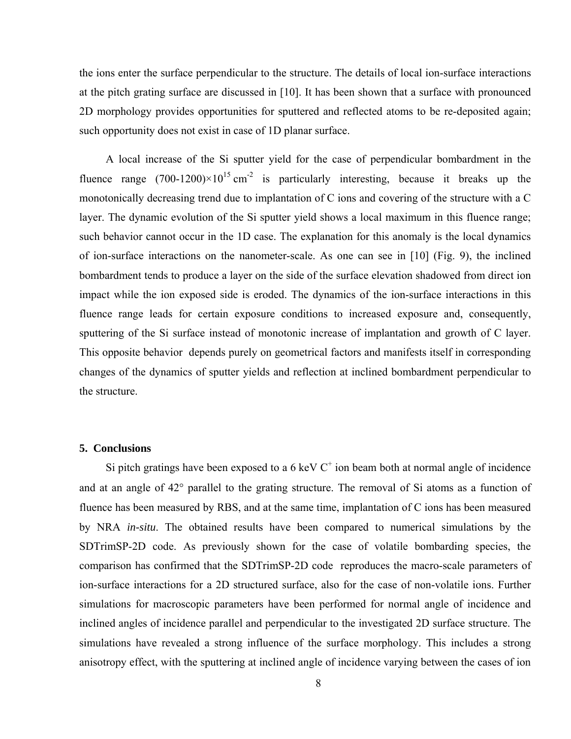the ions enter the surface perpendicular to the structure. The details of local ion-surface interactions at the pitch grating surface are discussed in [10]. It has been shown that a surface with pronounced 2D morphology provides opportunities for sputtered and reflected atoms to be re-deposited again; such opportunity does not exist in case of 1D planar surface.

A local increase of the Si sputter yield for the case of perpendicular bombardment in the fluence range $(700\text{-}1200)\times10^{15}$ cm$^{-2}$ is particularly interesting, because it breaks up the monotonically decreasing trend due to implantation of C ions and covering of the structure with a C layer. The dynamic evolution of the Si sputter yield shows a local maximum in this fluence range; such behavior cannot occur in the 1D case. The explanation for this anomaly is the local dynamics of ion-surface interactions on the nanometer-scale. As one can see in [10] (Fig. 9), the inclined bombardment tends to produce a layer on the side of the surface elevation shadowed from direct ion impact while the ion exposed side is eroded. The dynamics of the ion-surface interactions in this fluence range leads for certain exposure conditions to increased exposure and, consequently, sputtering of the Si surface instead of monotonic increase of implantation and growth of C layer. This opposite behavior depends purely on geometrical factors and manifests itself in corresponding changes of the dynamics of sputter yields and reflection at inclined bombardment perpendicular to the structure.

## 5. Conclusions

Si pitch gratings have been exposed to a 6 keV $C^+$ ion beam both at normal angle of incidence and at an angle of 42° parallel to the grating structure. The removal of Si atoms as a function of fluence has been measured by RBS, and at the same time, implantation of C ions has been measured by NRA *in-situ*. The obtained results have been compared to numerical simulations by the SDTrimSP-2D code. As previously shown for the case of volatile bombarding species, the comparison has confirmed that the SDTrimSP-2D code reproduces the macro-scale parameters of ion-surface interactions for a 2D structured surface, also for the case of non-volatile ions. Further simulations for macroscopic parameters have been performed for normal angle of incidence and inclined angles of incidence parallel and perpendicular to the investigated 2D surface structure. The simulations have revealed a strong influence of the surface morphology. This includes a strong anisotropy effect, with the sputtering at inclined angle of incidence varying between the cases of ion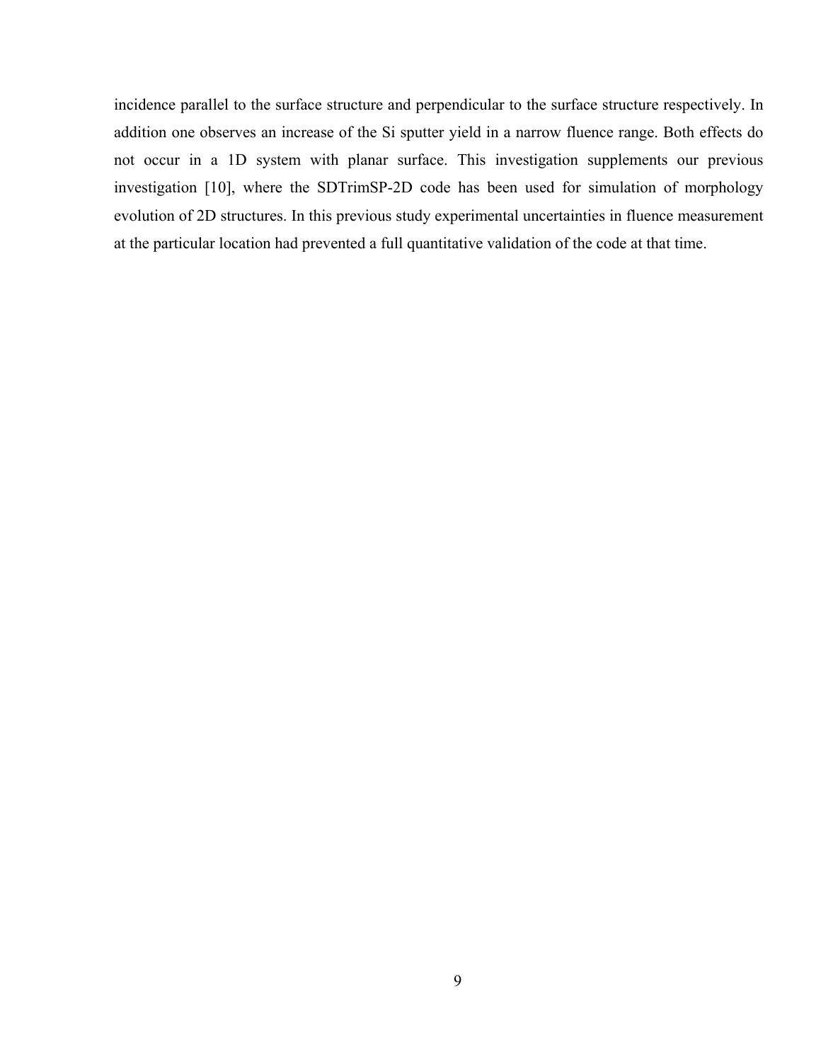incidence parallel to the surface structure and perpendicular to the surface structure respectively. In addition one observes an increase of the Si sputter yield in a narrow fluence range. Both effects do not occur in a 1D system with planar surface. This investigation supplements our previous investigation [10], where the SDTrimSP-2D code has been used for simulation of morphology evolution of 2D structures. In this previous study experimental uncertainties in fluence measurement at the particular location had prevented a full quantitative validation of the code at that time.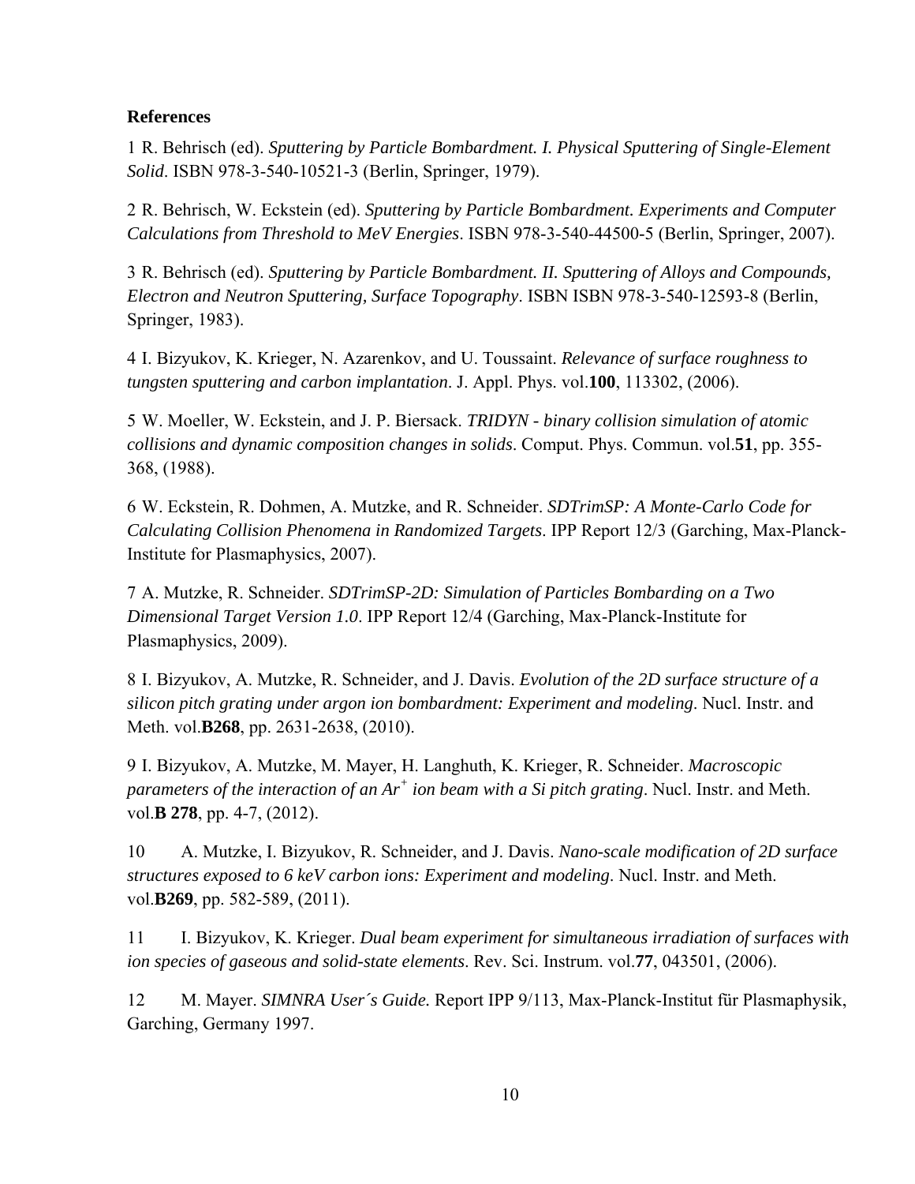**References**

1 R. Behrisch (ed). *Sputtering by Particle Bombardment. I. Physical Sputtering of Single-Element Solid*. ISBN 978-3-540-10521-3 (Berlin, Springer, 1979).

2 R. Behrisch, W. Eckstein (ed). *Sputtering by Particle Bombardment. Experiments and Computer Calculations from Threshold to MeV Energies*. ISBN 978-3-540-44500-5 (Berlin, Springer, 2007).

3 R. Behrisch (ed). *Sputtering by Particle Bombardment. II. Sputtering of Alloys and Compounds, Electron and Neutron Sputtering, Surface Topography*. ISBN ISBN 978-3-540-12593-8 (Berlin, Springer, 1983).

4 I. Bizyukov, K. Krieger, N. Azarenkov, and U. Toussaint. *Relevance of surface roughness to tungsten sputtering and carbon implantation*. J. Appl. Phys. vol.**100**, 113302, (2006).

5 W. Moeller, W. Eckstein, and J. P. Biersack. *TRIDYN - binary collision simulation of atomic collisions and dynamic composition changes in solids*. Comput. Phys. Commun. vol.**51**, pp. 355-368, (1988).

6 W. Eckstein, R. Dohmen, A. Mutzke, and R. Schneider. *SDTrimSP: A Monte-Carlo Code for Calculating Collision Phenomena in Randomized Targets*. IPP Report 12/3 (Garching, Max-Planck-Institute for Plasmaphysics, 2007).

7 A. Mutzke, R. Schneider. *SDTrimSP-2D: Simulation of Particles Bombarding on a Two Dimensional Target Version 1.0*. IPP Report 12/4 (Garching, Max-Planck-Institute for Plasmaphysics, 2009).

8 I. Bizyukov, A. Mutzke, R. Schneider, and J. Davis. *Evolution of the 2D surface structure of a silicon pitch grating under argon ion bombardment: Experiment and modeling*. Nucl. Instr. and Meth. vol.**B268**, pp. 2631-2638, (2010).

9 I. Bizyukov, A. Mutzke, M. Mayer, H. Langhuth, K. Krieger, R. Schneider. *Macroscopic parameters of the interaction of an $Ar^{+}$ ion beam with a Si pitch grating*. Nucl. Instr. and Meth. vol.**B 278**, pp. 4-7, (2012).

10 A. Mutzke, I. Bizyukov, R. Schneider, and J. Davis. *Nano-scale modification of 2D surface structures exposed to 6 keV carbon ions: Experiment and modeling*. Nucl. Instr. and Meth. vol.**B269**, pp. 582-589, (2011).

11 I. Bizyukov, K. Krieger. *Dual beam experiment for simultaneous irradiation of surfaces with ion species of gaseous and solid-state elements*. Rev. Sci. Instrum. vol.**77**, 043501, (2006).

12 M. Mayer. *SIMNRA User´s Guide.* Report IPP 9/113, Max-Planck-Institut für Plasmaphysik, Garching, Germany 1997.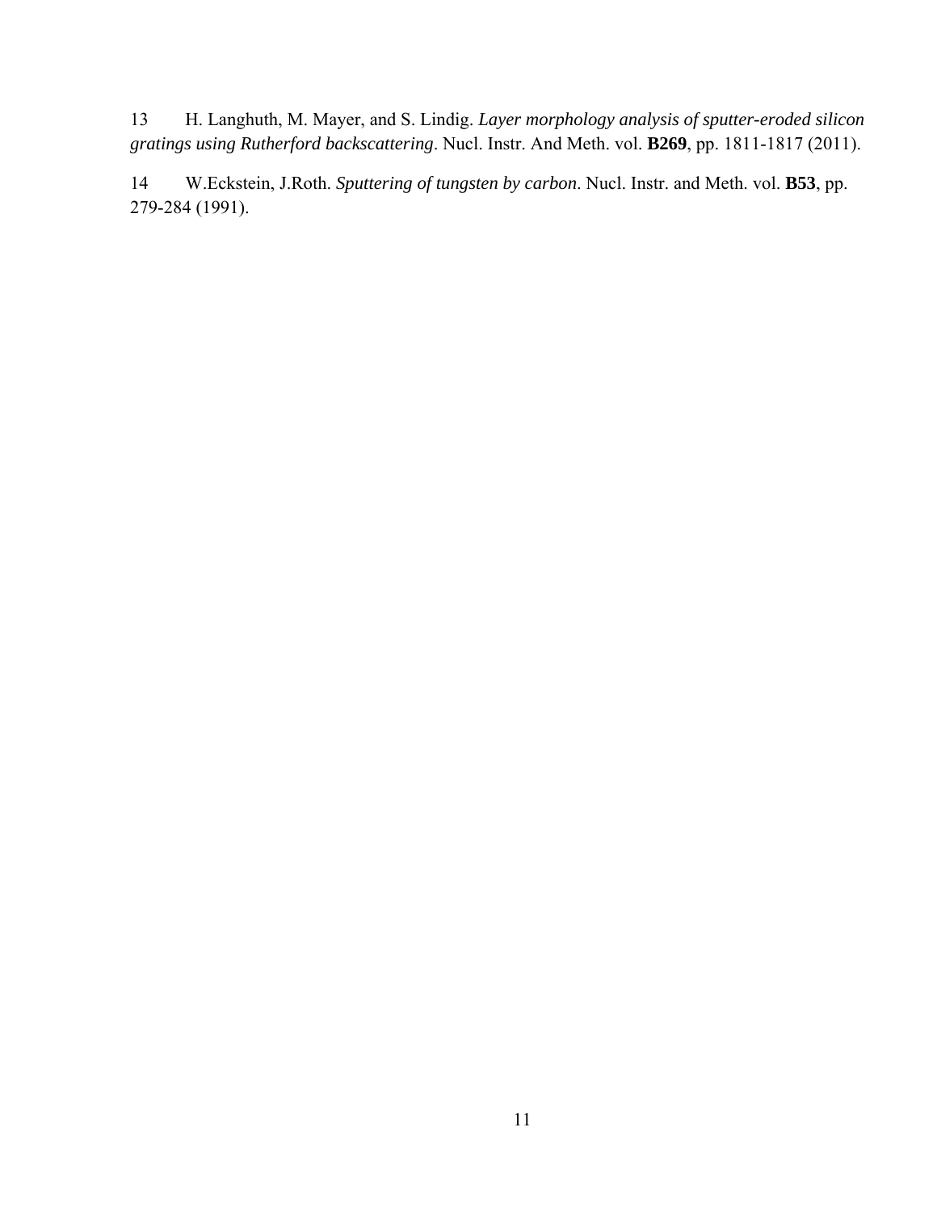13 H. Langhuth, M. Mayer, and S. Lindig. *Layer morphology analysis of sputter-eroded silicon gratings using Rutherford backscattering*. Nucl. Instr. And Meth. vol. **B269**, pp. 1811-1817 (2011).

14 W.Eckstein, J.Roth. *Sputtering of tungsten by carbon*. Nucl. Instr. and Meth. vol. **B53**, pp. 279-284 (1991).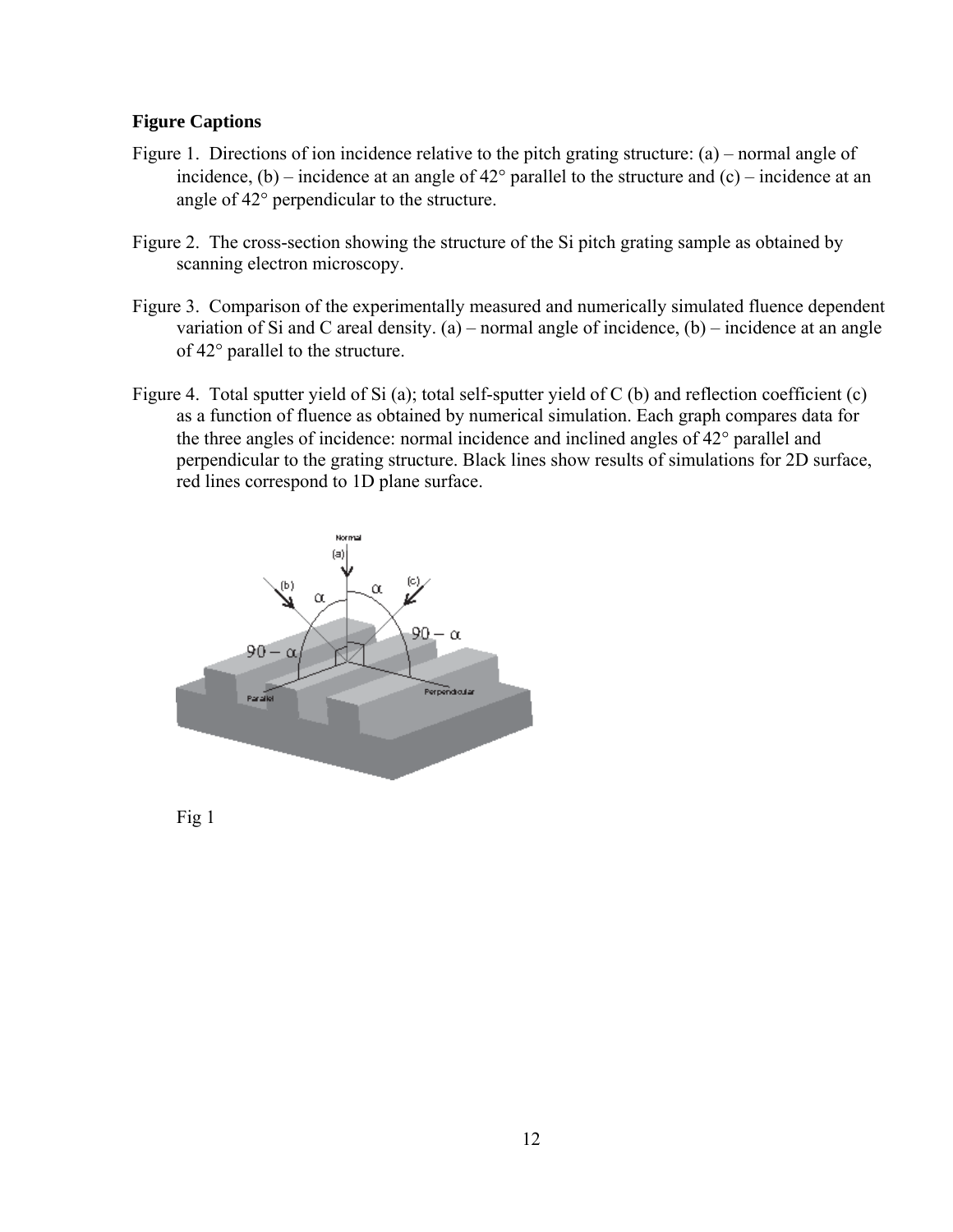**Figure Captions**

Figure 1. Directions of ion incidence relative to the pitch grating structure: (a) – normal angle of incidence, (b) – incidence at an angle of 42° parallel to the structure and (c) – incidence at an angle of 42° perpendicular to the structure.

Figure 2. The cross-section showing the structure of the Si pitch grating sample as obtained by scanning electron microscopy.

Figure 3. Comparison of the experimentally measured and numerically simulated fluence dependent variation of Si and C areal density. (a) – normal angle of incidence, (b) – incidence at an angle of 42° parallel to the structure.

Figure 4. Total sputter yield of Si (a); total self-sputter yield of C (b) and reflection coefficient (c) as a function of fluence as obtained by numerical simulation. Each graph compares data for the three angles of incidence: normal incidence and inclined angles of 42° parallel and perpendicular to the grating structure. Black lines show results of simulations for 2D surface, red lines correspond to 1D plane surface.

Fig 1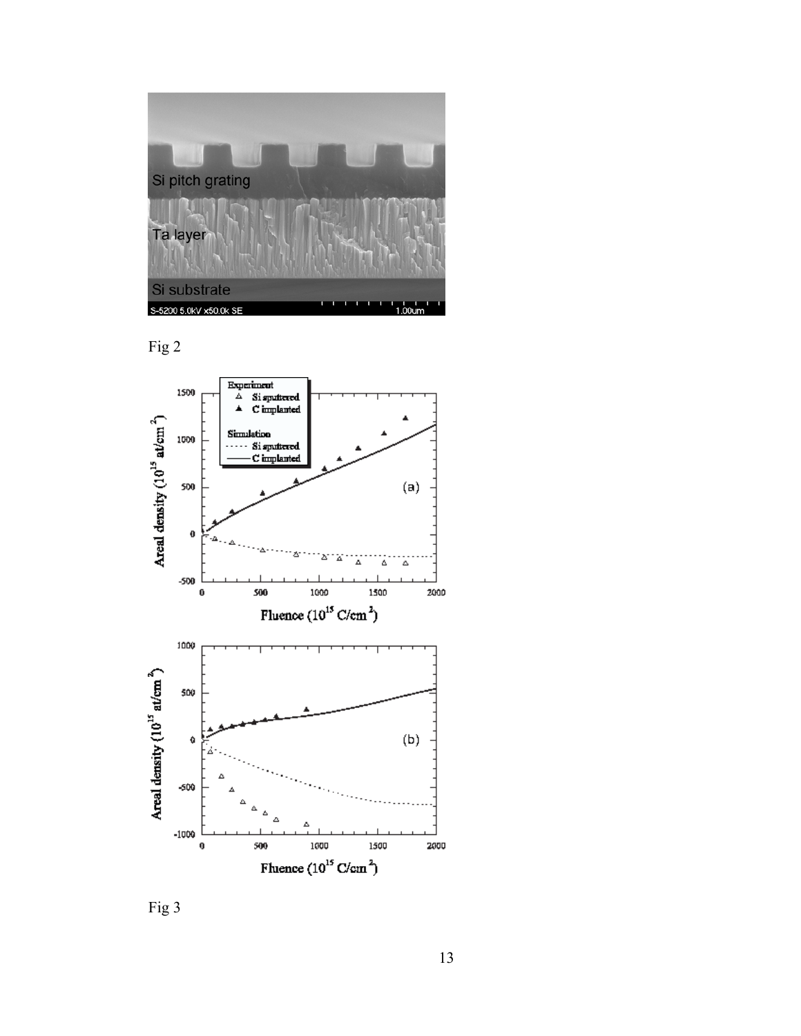Fig 2

Fig 3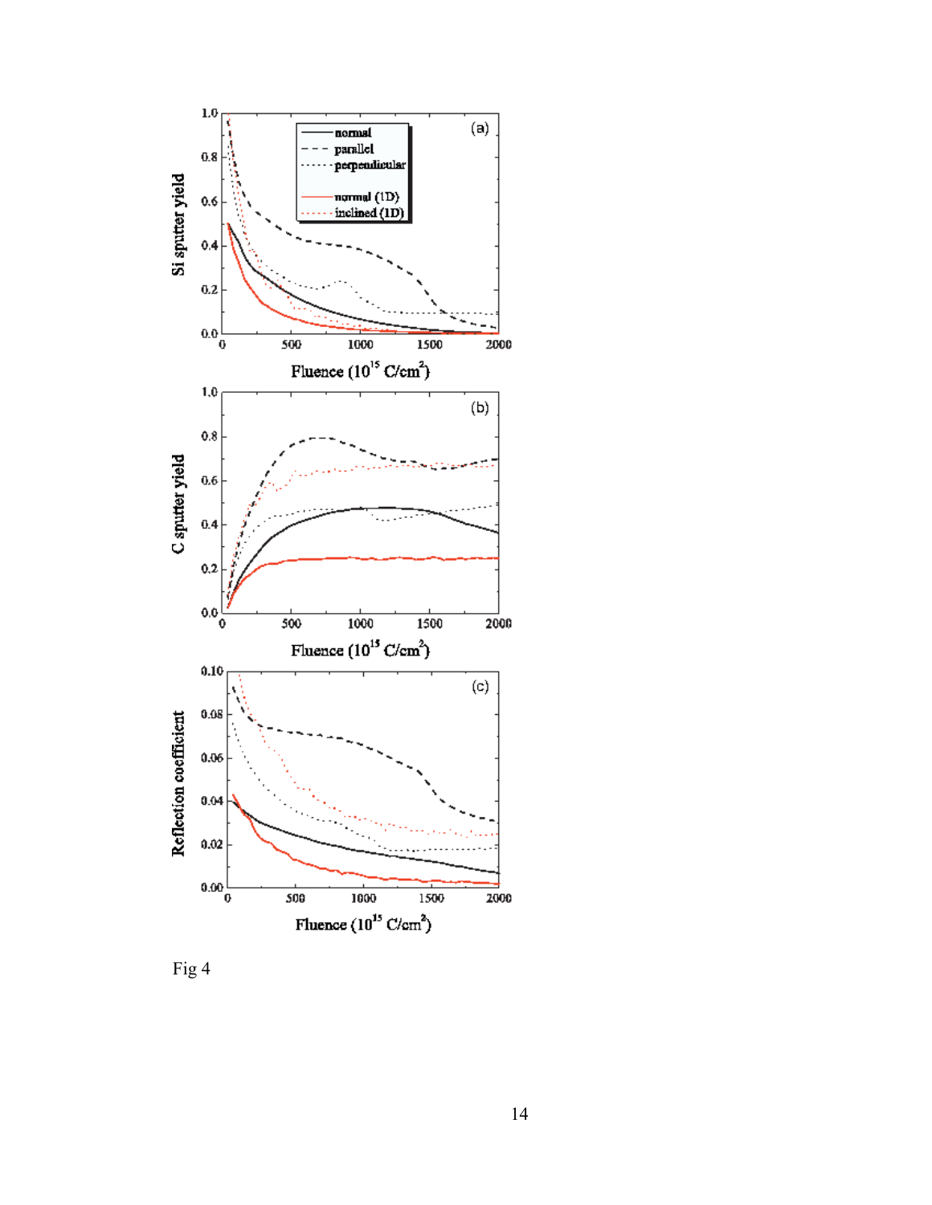(a)

normal
parallel
perpendicular
normal (1D)
inclined (1D)

Si sputter yield

1.0
0.8
0.6
0.4
0.2
0.0

0
500
1000
1500
2000

Fluence ($10^{15}$ C/cm$^2$)

(b)

C sputter yield

1.0
0.8
0.6
0.4
0.2
0.0

0
500
1000
1500
2000

Fluence ($10^{15}$ C/cm$^2$)

(c)

Reflection coefficient

0.10
0.08
0.06
0.04
0.02
0.00

0
500
1000
1500
2000

Fluence ($10^{15}$ C/cm$^2$)

Fig 4